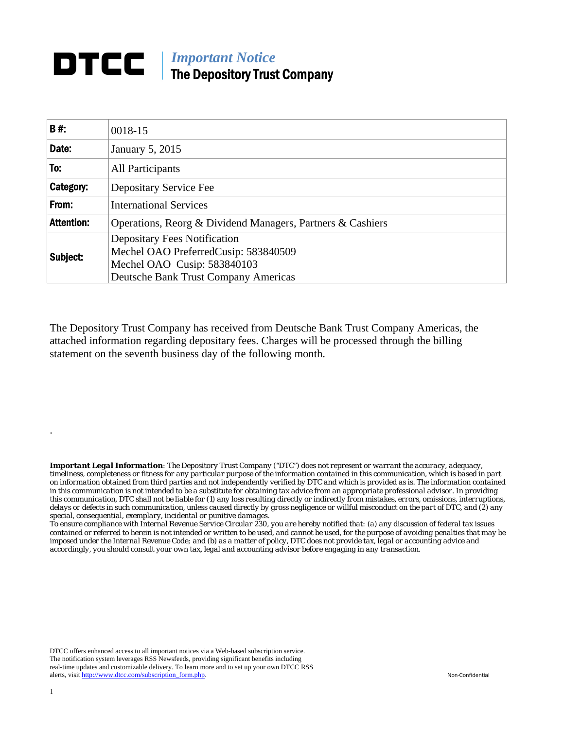# DTCC | *Important Notice*
## The Depository Trust Company

| | |
|---|---|
| **B #:** | 0018-15 |
| **Date:** | January 5, 2015 |
| **To:** | All Participants |
| **Category:** | Depositary Service Fee |
| **From:** | International Services |
| **Attention:** | Operations, Reorg & Dividend Managers, Partners & Cashiers |
| **Subject:** | Depositary Fees Notification<br>Mechel OAO PreferredCusip: 583840509<br>Mechel OAO Cusip: 583840103<br>Deutsche Bank Trust Company Americas |

The Depository Trust Company has received from Deutsche Bank Trust Company Americas, the attached information regarding depositary fees. Charges will be processed through the billing statement on the seventh business day of the following month.

.

***Important Legal Information****: The Depository Trust Company ("DTC") does not represent or warrant the accuracy, adequacy, timeliness, completeness or fitness for any particular purpose of the information contained in this communication, which is based in part on information obtained from third parties and not independently verified by DTC and which is provided as is. The information contained in this communication is not intended to be a substitute for obtaining tax advice from an appropriate professional advisor. In providing this communication, DTC shall not be liable for (1) any loss resulting directly or indirectly from mistakes, errors, omissions, interruptions, delays or defects in such communication, unless caused directly by gross negligence or willful misconduct on the part of DTC, and (2) any special, consequential, exemplary, incidental or punitive damages.*

*To ensure compliance with Internal Revenue Service Circular 230, you are hereby notified that: (a) any discussion of federal tax issues contained or referred to herein is not intended or written to be used, and cannot be used, for the purpose of avoiding penalties that may be imposed under the Internal Revenue Code; and (b) as a matter of policy, DTC does not provide tax, legal or accounting advice and accordingly, you should consult your own tax, legal and accounting advisor before engaging in any transaction.*

DTCC offers enhanced access to all important notices via a Web-based subscription service. The notification system leverages RSS Newsfeeds, providing significant benefits including real-time updates and customizable delivery. To learn more and to set up your own DTCC RSS alerts, visit http://www.dtcc.com/subscription_form.php.

Non-Confidential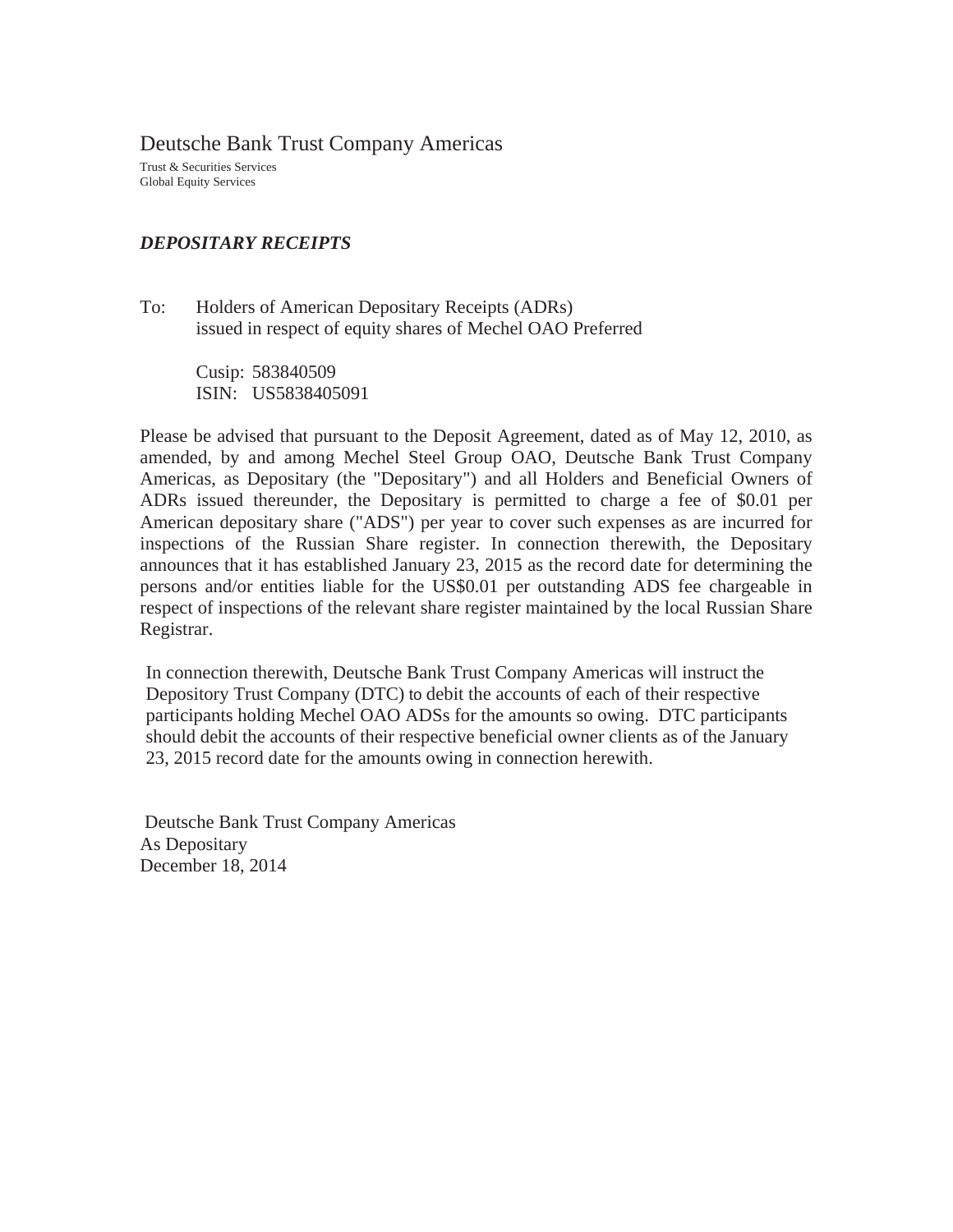# Deutsche Bank Trust Company Americas

Trust & Securities Services
Global Equity Services

***DEPOSITARY RECEIPTS***

To: Holders of American Depositary Receipts (ADRs) issued in respect of equity shares of Mechel OAO Preferred

Cusip: 583840509
ISIN: US5838405091

Please be advised that pursuant to the Deposit Agreement, dated as of May 12, 2010, as amended, by and among Mechel Steel Group OAO, Deutsche Bank Trust Company Americas, as Depositary (the "Depositary") and all Holders and Beneficial Owners of ADRs issued thereunder, the Depositary is permitted to charge a fee of $0.01 per American depositary share ("ADS") per year to cover such expenses as are incurred for inspections of the Russian Share register. In connection therewith, the Depositary announces that it has established January 23, 2015 as the record date for determining the persons and/or entities liable for the US$0.01 per outstanding ADS fee chargeable in respect of inspections of the relevant share register maintained by the local Russian Share Registrar.

In connection therewith, Deutsche Bank Trust Company Americas will instruct the Depository Trust Company (DTC) to debit the accounts of each of their respective participants holding Mechel OAO ADSs for the amounts so owing. DTC participants should debit the accounts of their respective beneficial owner clients as of the January 23, 2015 record date for the amounts owing in connection herewith.

Deutsche Bank Trust Company Americas
As Depositary
December 18, 2014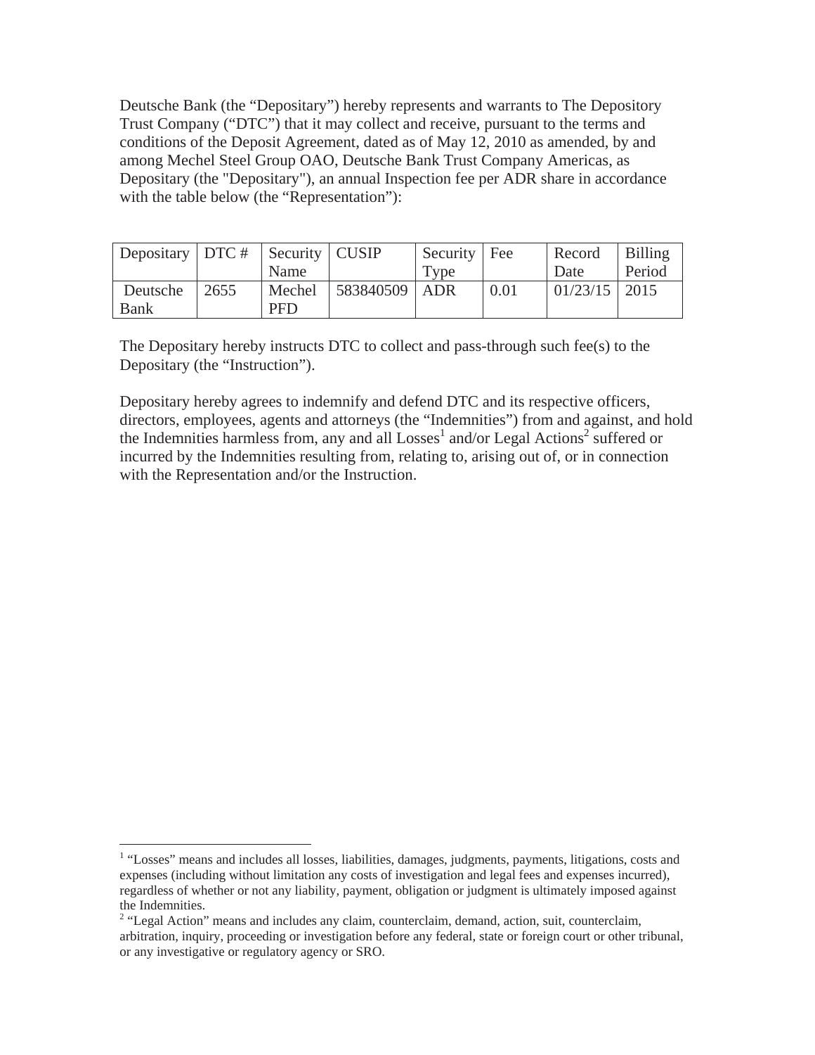Deutsche Bank (the "Depositary") hereby represents and warrants to The Depository Trust Company ("DTC") that it may collect and receive, pursuant to the terms and conditions of the Deposit Agreement, dated as of May 12, 2010 as amended, by and among Mechel Steel Group OAO, Deutsche Bank Trust Company Americas, as Depositary (the "Depositary"), an annual Inspection fee per ADR share in accordance with the table below (the "Representation"):

| Depositary | DTC # | Security Name | CUSIP | Security Type | Fee | Record Date | Billing Period |
|---|---|---|---|---|---|---|---|
| Deutsche Bank | 2655 | Mechel PFD | 583840509 | ADR | 0.01 | 01/23/15 | 2015 |

The Depositary hereby instructs DTC to collect and pass-through such fee(s) to the Depositary (the "Instruction").

Depositary hereby agrees to indemnify and defend DTC and its respective officers, directors, employees, agents and attorneys (the "Indemnities") from and against, and hold the Indemnities harmless from, any and all Losses[1] and/or Legal Actions[2] suffered or incurred by the Indemnities resulting from, relating to, arising out of, or in connection with the Representation and/or the Instruction.

[1] "Losses" means and includes all losses, liabilities, damages, judgments, payments, litigations, costs and expenses (including without limitation any costs of investigation and legal fees and expenses incurred), regardless of whether or not any liability, payment, obligation or judgment is ultimately imposed against the Indemnities.

[2] "Legal Action" means and includes any claim, counterclaim, demand, action, suit, counterclaim, arbitration, inquiry, proceeding or investigation before any federal, state or foreign court or other tribunal, or any investigative or regulatory agency or SRO.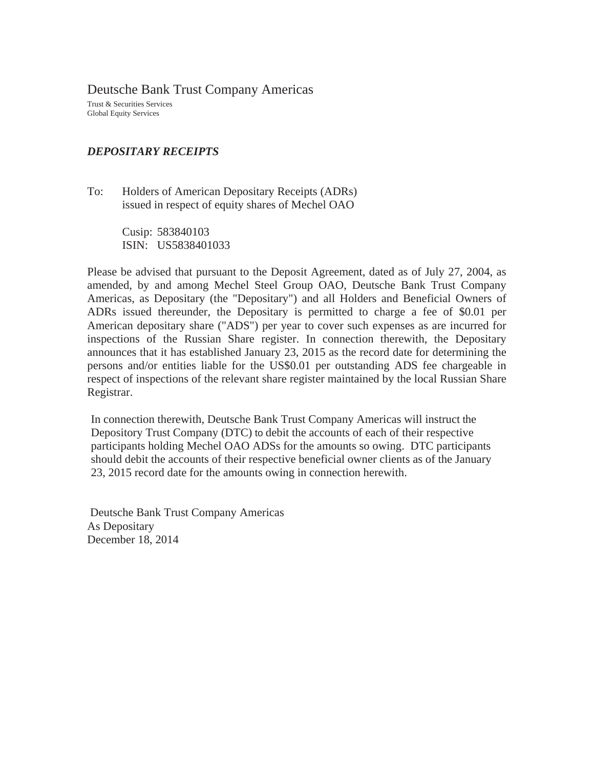# Deutsche Bank Trust Company Americas

Trust & Securities Services
Global Equity Services

***DEPOSITARY RECEIPTS***

To: Holders of American Depositary Receipts (ADRs) issued in respect of equity shares of Mechel OAO

Cusip: 583840103
ISIN: US5838401033

Please be advised that pursuant to the Deposit Agreement, dated as of July 27, 2004, as amended, by and among Mechel Steel Group OAO, Deutsche Bank Trust Company Americas, as Depositary (the "Depositary") and all Holders and Beneficial Owners of ADRs issued thereunder, the Depositary is permitted to charge a fee of $0.01 per American depositary share ("ADS") per year to cover such expenses as are incurred for inspections of the Russian Share register. In connection therewith, the Depositary announces that it has established January 23, 2015 as the record date for determining the persons and/or entities liable for the US$0.01 per outstanding ADS fee chargeable in respect of inspections of the relevant share register maintained by the local Russian Share Registrar.

In connection therewith, Deutsche Bank Trust Company Americas will instruct the Depository Trust Company (DTC) to debit the accounts of each of their respective participants holding Mechel OAO ADSs for the amounts so owing. DTC participants should debit the accounts of their respective beneficial owner clients as of the January 23, 2015 record date for the amounts owing in connection herewith.

Deutsche Bank Trust Company Americas
As Depositary
December 18, 2014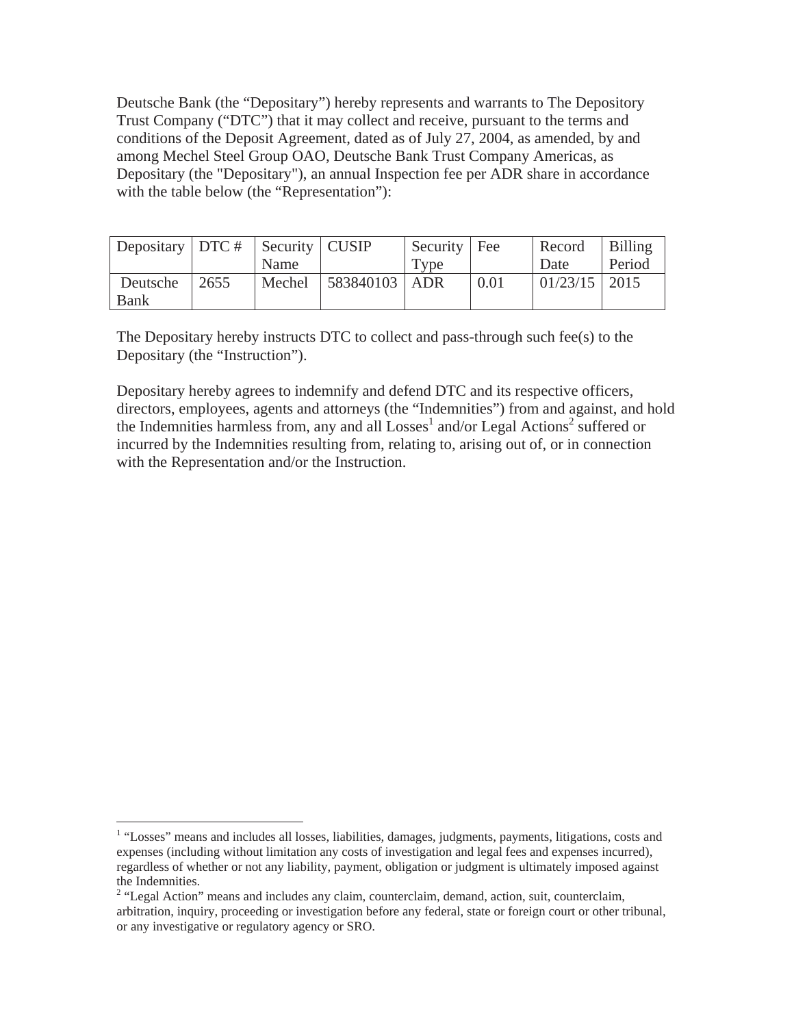Deutsche Bank (the “Depositary”) hereby represents and warrants to The Depository Trust Company (“DTC”) that it may collect and receive, pursuant to the terms and conditions of the Deposit Agreement, dated as of July 27, 2004, as amended, by and among Mechel Steel Group OAO, Deutsche Bank Trust Company Americas, as Depositary (the "Depositary"), an annual Inspection fee per ADR share in accordance with the table below (the “Representation”):

| Depositary | DTC # | Security Name | CUSIP | Security Type | Fee | Record Date | Billing Period |
|---|---|---|---|---|---|---|---|
| Deutsche Bank | 2655 | Mechel | 583840103 | ADR | 0.01 | 01/23/15 | 2015 |

The Depositary hereby instructs DTC to collect and pass-through such fee(s) to the Depositary (the “Instruction”).

Depositary hereby agrees to indemnify and defend DTC and its respective officers, directors, employees, agents and attorneys (the “Indemnities”) from and against, and hold the Indemnities harmless from, any and all Losses[1] and/or Legal Actions[2] suffered or incurred by the Indemnities resulting from, relating to, arising out of, or in connection with the Representation and/or the Instruction.

---

[1] “Losses” means and includes all losses, liabilities, damages, judgments, payments, litigations, costs and expenses (including without limitation any costs of investigation and legal fees and expenses incurred), regardless of whether or not any liability, payment, obligation or judgment is ultimately imposed against the Indemnities.

[2] “Legal Action” means and includes any claim, counterclaim, demand, action, suit, counterclaim, arbitration, inquiry, proceeding or investigation before any federal, state or foreign court or other tribunal, or any investigative or regulatory agency or SRO.